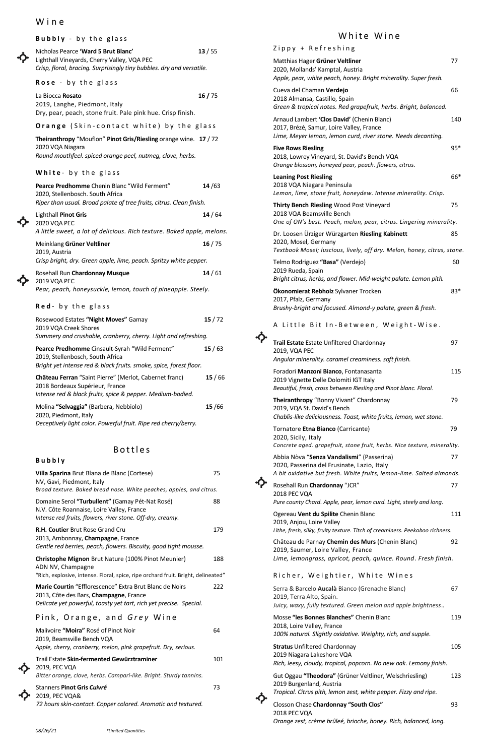# Wine

## Bubbly - by the glass

Nicholas Pearce **'Ward 5 Brut Blanc'** **13** / 55
Lighthall Vineyards, Cherry Valley, VQA PEC
*Crisp, floral, bracing. Surprisingly tiny bubbles. dry and versatile.*

## Rose - by the glass

La Biocca **Rosato** **16** / 75
2019, Langhe, Piedmont, Italy
Dry, pear, peach, stone fruit. Pale pink hue. Crisp finish.

## Orange (Skin-contact white) by the glass

**Theiranthropy** "Mouflon" **Pinot Gris/Riesling** orange wine. **17** / 72
2020 VQA Niagara
*Round mouthfeel. spiced orange peel, nutmeg, clove, herbs.*

## White- by the glass

**Pearce Predhomme** Chenin Blanc "Wild Ferment" **14** /63
2020, Stellenbosch. South Africa
*Riper than usual. Broad palate of tree fruits, citrus. Clean finish.*

Lighthall **Pinot Gris** **14** / 64
2020 VQA PEC
*A little sweet, a lot of delicious. Rich texture. Baked apple, melons.*

Meinklang **Grüner Veltliner** **16** / 75
2019, Austria
*Crisp bright, dry. Green apple, lime, peach. Spritzy white pepper.*

Rosehall Run **Chardonnay Musque** **14** / 61
2019 VQA PEC
*Pear, peach, honeysuckle, lemon, touch of pineapple. Steely.*

## Red- by the glass

Rosewood Estates **"Night Moves"** Gamay **15** / 72
2019 VQA Creek Shores
*Summery and crushable, cranberry, cherry. Light and refreshing.*

**Pearce Predhomme** Cinsault-Syrah "Wild Ferment" **15** / 63
2019, Stellenbosch, South Africa
*Bright yet intense red & black fruits. smoke, spice, forest floor.*

**Château Ferran** "Saint Pierre" (Merlot, Cabernet franc) **15** / 66
2018 Bordeaux Supérieur, France
*Intense red & black fruits, spice & pepper. Medium-bodied.*

Molina **"Selvaggia"** (Barbera, Nebbiolo) **15** /66
2020, Piedmont, Italy
*Deceptively light color. Powerful fruit. Ripe red cherry/berry.*

# Bottles

## Bubbly

**Villa Sparina** Brut Blana de Blanc (Cortese) 75
NV, Gavi, Piedmont, Italy
*Broad texture. Baked bread nose. White peaches, apples, and citrus.*

Domaine Serol **"Turbullent"** (Gamay Pét-Nat Rosé) 88
N.V. Côte Roannaise, Loire Valley, France
*Intense red fruits, flowers, river stone. Off-dry, creamy.*

**R.H. Coutier** Brut Rose Grand Cru 179
2013, Ambonnay, **Champagne**, France
*Gentle red berries, peach, flowers. Biscuity, good tight mousse.*

**Christophe Mignon** Brut Nature (100% Pinot Meunier) 188
ADN NV, Champagne
*"Rich, explosive, intense. Floral, spice, ripe orchard fruit. Bright, delineated"*

**Marie Courtin** "Efflorescence" Extra Brut Blanc de Noirs 222
2013, Côte des Bars, **Champagne**, France
*Delicate yet powerful, toasty yet tart, rich yet precise. Special.*

## Pink, Orange, and *Grey* Wine

Malivoire **"Moira"** Rosé of Pinot Noir 64
2019, Beamsville Bench VQA
*Apple, cherry, cranberry, melon, pink grapefruit. Dry, serious.*

Trail Estate **Skin-fermented Gewürztraminer** 101
2019, PEC VQA
*Bitter orange, clove, herbs. Campari-like. Bright. Sturdy tannins.*

Stanners **Pinot Gris *Cuivré*** 73
2019, PEC VQA&
*72 hours skin-contact. Copper colored. Aromatic and textured.*

# White Wine

## Zippy + Refreshing

Matthias Hager **Grüner Veltliner** 77
2020, Mollands' Kamptal, Austria
*Apple, pear, white peach, honey. Bright minerality. Super fresh.*

Cueva del Chaman **Verdejo** 66
2018 Almansa, Castillo, Spain
*Green & tropical notes. Red grapefruit, herbs. Bright, balanced.*

Arnaud Lambert **'Clos David'** (Chenin Blanc) 140
2017, Brézé, Samur, Loire Valley, France
*Lime, Meyer lemon, lemon curd, river stone. Needs decanting.*

**Five Rows Riesling** 95*
2018, Lowrey Vineyard, St. David's Bench VQA
*Orange blossom, honeyed pear, peach. flowers, citrus.*

**Leaning Post Riesling** 66*
2018 VQA Niagara Peninsula
*Lemon, lime, stone fruit, honeydew. Intense minerality. Crisp.*

**Thirty Bench Riesling** Wood Post Vineyard 75
2018 VQA Beamsville Bench
*One of ON's best. Peach, melon, pear, citrus. Lingering minerality.*

Dr. Loosen Ürziger Würzgarten **Riesling Kabinett** 85
2020, Mosel, Germany
*Textbook Mosel; luscious, lively, off dry. Melon, honey, citrus, stone.*

Telmo Rodriguez **"Basa"** (Verdejo) 60
2019 Rueda, Spain
*Bright citrus, herbs, and flower. Mid-weight palate. Lemon pith.*

**Ökonomierat Rebholz** Sylvaner Trocken 83*
2017, Pfalz, Germany
*Brushy-bright and focused. Almond-y palate, green & fresh.*

## A Little Bit In-Between, Weight-Wise.

**Trail Estate** Estate Unfiltered Chardonnay 97
2019, VQA PEC
*Angular minerality. caramel creaminess. soft finish.*

Foradori **Manzoni Bianco**, Fontanasanta 115
2019 Vignette Delle Dolomiti IGT Italy
*Beautiful, fresh, cross between Riesling and Pinot blanc. Floral.*

**Theiranthropy** "Bonny Vivant" Chardonnay 79
2019, VQA St. David's Bench
*Chablis-like deliciousness. Toast, white fruits, lemon, wet stone.*

Tornatore **Etna Bianco** (Carricante) 79
2020, Sicily, Italy
*Concrete aged. grapefruit, stone fruit, herbs. Nice texture, minerality.*

Abbia Nòva "**Senza Vandalismi**" (Passerina) 77
2020, Passerina del Frusinate, Lazio, Italy
*A bit oxidative but fresh. White fruits, lemon-lime. Salted almonds.*

Rosehall Run **Chardonnay** "JCR" 77
2018 PEC VQA
*Pure county Chard. Apple, pear, lemon curd. Light, steely and long.*

Ogereau **Vent du Spilite** Chenin Blanc 111
2019, Anjou, Loire Valley
*Lithe, fresh, silky, fruity texture. Titch of creaminess. Peekaboo richness.*

Château de Parnay **Chemin des Murs** (Chenin Blanc) 92
2019, Saumer, Loire Valley, France
*Lime, lemongrass, apricot, peach, quince. Round. Fresh finish.*

## Richer, Weightier, White Wines

Serra & Barcelo **Aucalà** Bianco (Grenache Blanc) 67
2019, Terra Alto, Spain.
*Juicy, waxy, fully textured. Green melon and apple brightness..*

Mosse **"les Bonnes Blanches"** Chenin Blanc 119
2018, Loire Valley, France
*100% natural. Slightly oxidative. Weighty, rich, and supple.*

**Stratus** Unfiltered Chardonnay 105
2019 Niagara Lakeshore VQA
*Rich, leesy, cloudy, tropical, popcorn. No new oak. Lemony finish.*

Gut Oggau **"Theodora"** (Grüner Veltliner, Welschriesling) 123
2019 Burgenland, Austria
*Tropical. Citrus pith, lemon zest, white pepper. Fizzy and ripe.*

Closson Chase **Chardonnay "South Clos"** 93
2018 PEC VQA
*Orange zest, crème brûleé, brioche, honey. Rich, balanced, long.*

08/26/21 *Limited Quantities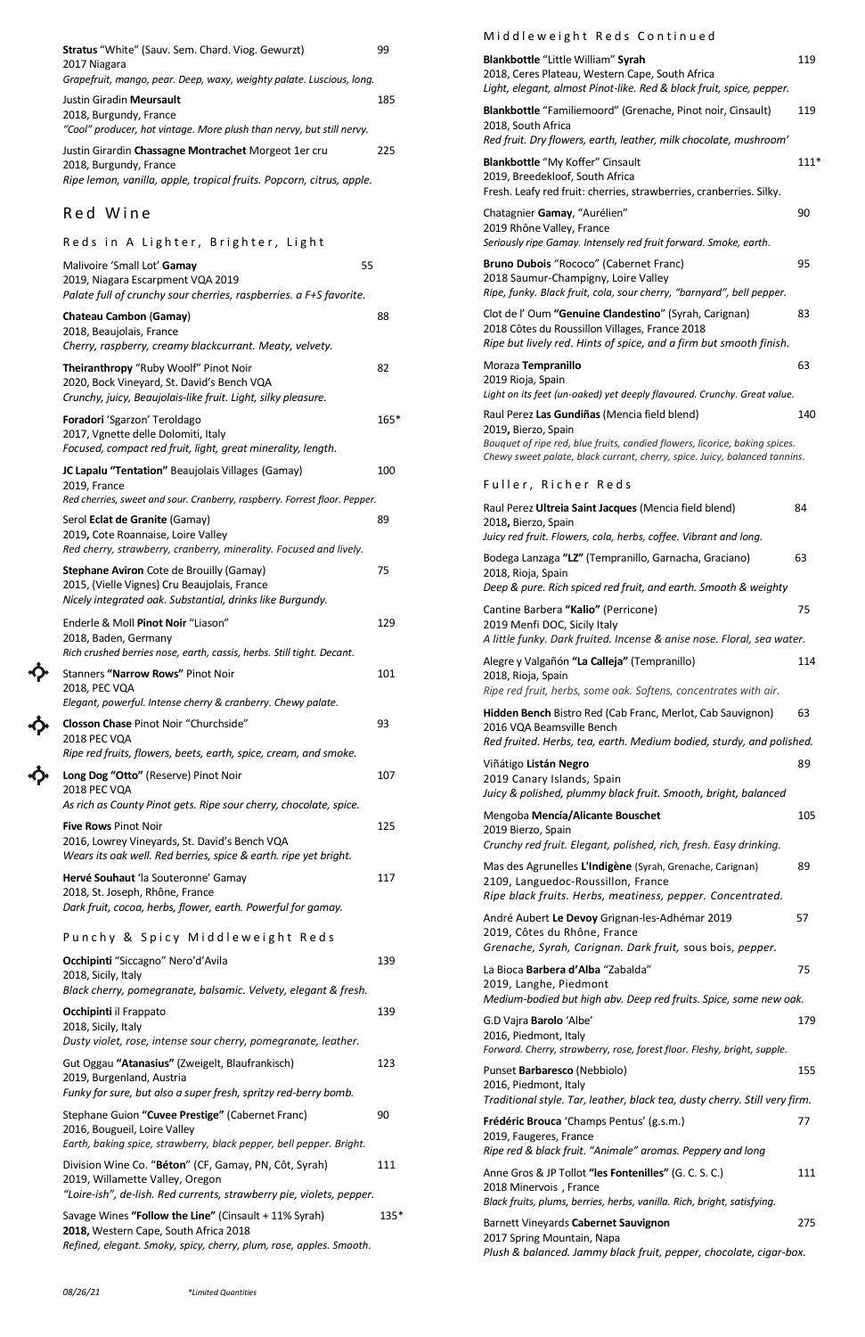**Stratus** "White" (Sauv. Sem. Chard. Viog. Gewurzt) 99
2017 Niagara
*Grapefruit, mango, pear. Deep, waxy, weighty palate. Luscious, long.*

Justin Giradin **Meursault** 185
2018, Burgundy, France
*"Cool" producer, hot vintage. More plush than nervy, but still nervy.*

Justin Girardin **Chassagne Montrachet** Morgeot 1er cru 225
2018, Burgundy, France
*Ripe lemon, vanilla, apple, tropical fruits. Popcorn, citrus, apple.*

# Red Wine

## Reds in A Lighter, Brighter, Light

Malivoire 'Small Lot' **Gamay** 55
2019, Niagara Escarpment VQA 2019
*Palate full of crunchy sour cherries, raspberries. a F+S favorite.*

**Chateau Cambon** (**Gamay**) 88
2018, Beaujolais, France
*Cherry, raspberry, creamy blackcurrant. Meaty, velvety.*

**Theiranthropy** "Ruby Woolf" Pinot Noir 82
2020, Bock Vineyard, St. David's Bench VQA
*Crunchy, juicy, Beaujolais-like fruit. Light, silky pleasure.*

**Foradori** 'Sgarzon' Teroldago 165*
2017, Vgnette delle Dolomiti, Italy
*Focused, compact red fruit, light, great minerality, length.*

**JC Lapalu "Tentation"** Beaujolais Villages (Gamay) 100
2019, France
*Red cherries, sweet and sour. Cranberry, raspberry. Forrest floor. Pepper.*

Serol **Eclat de Granite** (Gamay) 89
2019**,** Cote Roannaise, Loire Valley
*Red cherry, strawberry, cranberry, minerality. Focused and lively.*

**Stephane Aviron** Cote de Brouilly (Gamay) 75
2015, (Vielle Vignes) Cru Beaujolais, France
*Nicely integrated oak. Substantial, drinks like Burgundy.*

Enderle & Moll **Pinot Noir** "Liason" 129
2018, Baden, Germany
*Rich crushed berries nose, earth, cassis, herbs. Still tight. Decant.*

Stanners **"Narrow Rows"** Pinot Noir 101
2018, PEC VQA
*Elegant, powerful. Intense cherry & cranberry. Chewy palate.*

**Closson Chase** Pinot Noir "Churchside" 93
2018 PEC VQA
*Ripe red fruits, flowers, beets, earth, spice, cream, and smoke.*

**Long Dog "Otto"** (Reserve) Pinot Noir 107
2018 PEC VQA
*As rich as County Pinot gets. Ripe sour cherry, chocolate, spice.*

**Five Rows** Pinot Noir 125
2016, Lowrey Vineyards, St. David's Bench VQA
*Wears its oak well. Red berries, spice & earth. ripe yet bright.*

**Hervé Souhaut** 'la Souteronne' Gamay 117
2018, St. Joseph, Rhône, France
*Dark fruit, cocoa, herbs, flower, earth. Powerful for gamay.*

## Punchy & Spicy Middleweight Reds

**Occhipinti** "Siccagno" Nero'd'Avila 139
2018, Sicily, Italy
*Black cherry, pomegranate, balsamic. Velvety, elegant & fresh.*

**Occhipinti** il Frappato 139
2018, Sicily, Italy
*Dusty violet, rose, intense sour cherry, pomegranate, leather.*

Gut Oggau **"Atanasius"** (Zweigelt, Blaufrankisch) 123
2019, Burgenland, Austria
*Funky for sure, but also a super fresh, spritzy red-berry bomb.*

Stephane Guion **"Cuvee Prestige"** (Cabernet Franc) 90
2016, Bougueil, Loire Valley
*Earth, baking spice, strawberry, black pepper, bell pepper. Bright.*

Division Wine Co. "**Béton**" (CF, Gamay, PN, Côt, Syrah) 111
2019, Willamette Valley, Oregon
*"Loire-ish", de-lish. Red currents, strawberry pie, violets, pepper.*

Savage Wines **"Follow the Line"** (Cinsault + 11% Syrah) 135*
**2018,** Western Cape, South Africa 2018
*Refined, elegant. Smoky, spicy, cherry, plum, rose, apples. Smooth.*

## Middleweight Reds Continued

**Blankbottle** "Little William" **Syrah** 119
2018, Ceres Plateau, Western Cape, South Africa
*Light, elegant, almost Pinot-like. Red & black fruit, spice, pepper.*

**Blankbottle** "Familiemoord" (Grenache, Pinot noir, Cinsault) 119
2018, South Africa
*Red fruit. Dry flowers, earth, leather, milk chocolate, mushroom'*

**Blankbottle** "My Koffer" Cinsault 111*
2019, Breedekloof, South Africa
*Fresh. Leafy red fruit: cherries, strawberries, cranberries. Silky.*

Chatagnier **Gamay**, "Aurélien" 90
2019 Rhône Valley, France
*Seriously ripe Gamay. Intensely red fruit forward. Smoke, earth.*

**Bruno Dubois** "Rococo" (Cabernet Franc) 95
2018 Saumur-Champigny, Loire Valley
*Ripe, funky. Black fruit, cola, sour cherry, "barnyard", bell pepper.*

Clot de l' Oum **"Genuine Clandestino**" (Syrah, Carignan) 83
2018 Côtes du Roussillon Villages, France 2018
*Ripe but lively red. Hints of spice, and a firm but smooth finish.*

Moraza **Tempranillo** 63
2019 Rioja, Spain
*Light on its feet (un-oaked) yet deeply flavoured. Crunchy. Great value.*

Raul Perez **Las Gundiñas** (Mencia field blend) 140
2019**,** Bierzo, Spain
*Bouquet of ripe red, blue fruits, candied flowers, licorice, baking spices. Chewy sweet palate, black currant, cherry, spice. Juicy, balanced tannins.*

## Fuller, Richer Reds

Raul Perez **Ultreia Saint Jacques** (Mencia field blend) 84
2018**,** Bierzo, Spain
*Juicy red fruit. Flowers, cola, herbs, coffee. Vibrant and long.*

Bodega Lanzaga **"LZ"** (Tempranillo, Garnacha, Graciano) 63
2018, Rioja, Spain
*Deep & pure. Rich spiced red fruit, and earth. Smooth & weighty*

Cantine Barbera **"Kalio"** (Perricone) 75
2019 Menfi DOC, Sicily Italy
*A little funky. Dark fruited. Incense & anise nose. Floral, sea water.*

Alegre y Valgañón **"La Calleja"** (Tempranillo) 114
2018, Rioja, Spain
*Ripe red fruit, herbs, some oak. Softens, concentrates with air.*

**Hidden Bench** Bistro Red (Cab Franc, Merlot, Cab Sauvignon) 63
2016 VQA Beamsville Bench
*Red fruited. Herbs, tea, earth. Medium bodied, sturdy, and polished.*

Viñátigo **Listán Negro** 89
2019 Canary Islands, Spain
*Juicy & polished, plummy black fruit. Smooth, bright, balanced*

Mengoba **Mencía/Alicante Bouschet** 105
2019 Bierzo, Spain
*Crunchy red fruit. Elegant, polished, rich, fresh. Easy drinking.*

Mas des Agrunelles **L'Indigène** (Syrah, Grenache, Carignan) 89
2109, Languedoc-Roussillon, France
*Ripe black fruits. Herbs, meatiness, pepper. Concentrated.*

André Aubert **Le Devoy** Grignan-les-Adhémar 2019 57
2019, Côtes du Rhône, France
*Grenache, Syrah, Carignan. Dark fruit, sous bois, pepper.*

La Bioca **Barbera d'Alba** "Zabalda" 75
2019, Langhe, Piedmont
*Medium-bodied but high abv. Deep red fruits. Spice, some new oak.*

G.D Vajra **Barolo** 'Albe' 179
2016, Piedmont, Italy
*Forward. Cherry, strawberry, rose, forest floor. Fleshy, bright, supple.*

Punset **Barbaresco** (Nebbiolo) 155
2016, Piedmont, Italy
*Traditional style. Tar, leather, black tea, dusty cherry. Still very firm.*

**Frédéric Brouca** 'Champs Pentus' (g.s.m.) 77
2019, Faugeres, France
*Ripe red & black fruit. "Animale" aromas. Peppery and long*

Anne Gros & JP Tollot **"les Fontenilles"** (G. C. S. C.) 111
2018 Minervois , France
*Black fruits, plums, berries, herbs, vanilla. Rich, bright, satisfying.*

Barnett Vineyards **Cabernet Sauvignon** 275
2017 Spring Mountain, Napa
*Plush & balanced. Jammy black fruit, pepper, chocolate, cigar-box.*

*08/26/21* *\*Limited Quantities*